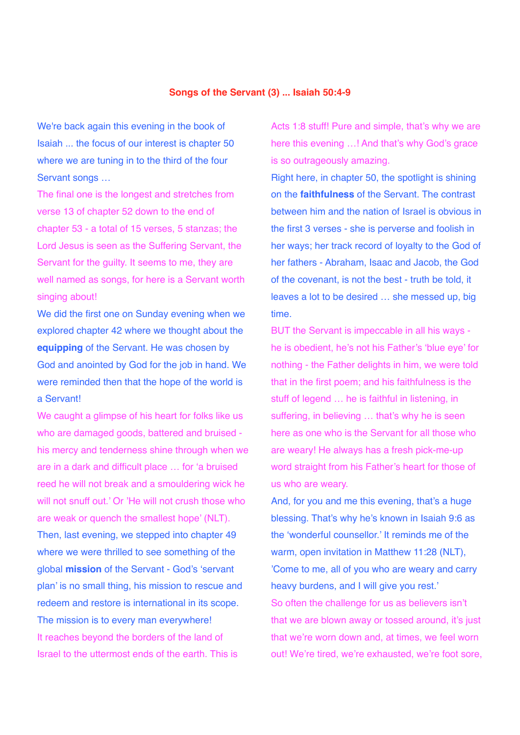# Songs of the Servant (3) ... Isaiah 50:4-9

We're back again this evening in the book of Isaiah ... the focus of our interest is chapter 50 where we are tuning in to the third of the four Servant songs …

The final one is the longest and stretches from verse 13 of chapter 52 down to the end of chapter 53 - a total of 15 verses, 5 stanzas; the Lord Jesus is seen as the Suffering Servant, the Servant for the guilty. It seems to me, they are well named as songs, for here is a Servant worth singing about!

We did the first one on Sunday evening when we explored chapter 42 where we thought about the **equipping** of the Servant. He was chosen by God and anointed by God for the job in hand. We were reminded then that the hope of the world is a Servant!

We caught a glimpse of his heart for folks like us who are damaged goods, battered and bruised - his mercy and tenderness shine through when we are in a dark and difficult place … for 'a bruised reed he will not break and a smouldering wick he will not snuff out.' Or 'He will not crush those who are weak or quench the smallest hope' (NLT).

Then, last evening, we stepped into chapter 49 where we were thrilled to see something of the global **mission** of the Servant - God's 'servant plan' is no small thing, his mission to rescue and redeem and restore is international in its scope. The mission is to every man everywhere!

It reaches beyond the borders of the land of Israel to the uttermost ends of the earth. This is Acts 1:8 stuff! Pure and simple, that's why we are here this evening …! And that's why God's grace is so outrageously amazing.

Right here, in chapter 50, the spotlight is shining on the **faithfulness** of the Servant. The contrast between him and the nation of Israel is obvious in the first 3 verses - she is perverse and foolish in her ways; her track record of loyalty to the God of her fathers - Abraham, Isaac and Jacob, the God of the covenant, is not the best - truth be told, it leaves a lot to be desired … she messed up, big time.

BUT the Servant is impeccable in all his ways - he is obedient, he's not his Father's 'blue eye' for nothing - the Father delights in him, we were told that in the first poem; and his faithfulness is the stuff of legend … he is faithful in listening, in suffering, in believing … that's why he is seen here as one who is the Servant for all those who are weary! He always has a fresh pick-me-up word straight from his Father's heart for those of us who are weary.

And, for you and me this evening, that's a huge blessing. That's why he's known in Isaiah 9:6 as the 'wonderful counsellor.' It reminds me of the warm, open invitation in Matthew 11:28 (NLT), 'Come to me, all of you who are weary and carry heavy burdens, and I will give you rest.'

So often the challenge for us as believers isn't that we are blown away or tossed around, it's just that we're worn down and, at times, we feel worn out! We're tired, we're exhausted, we're foot sore,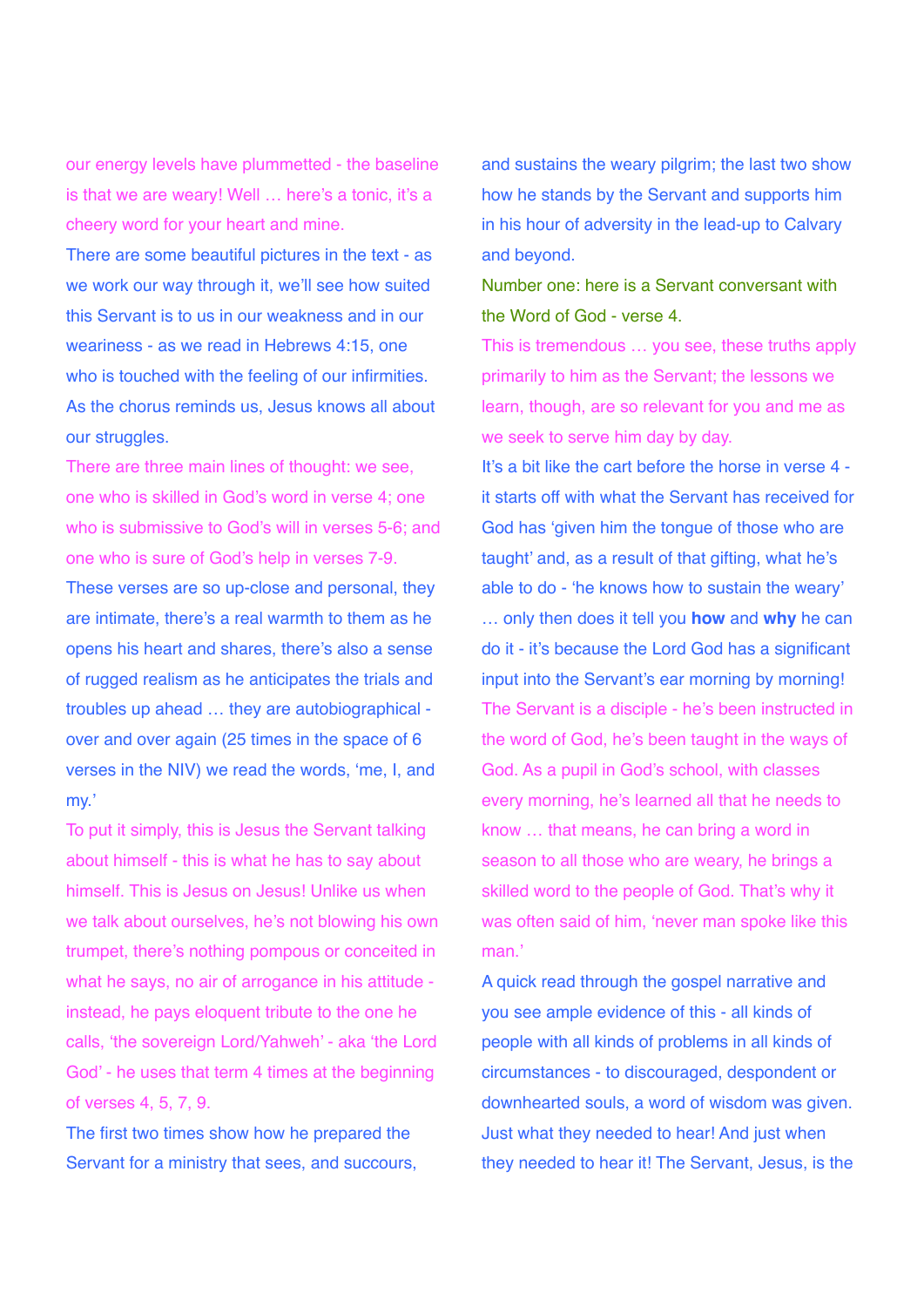our energy levels have plummetted - the baseline is that we are weary! Well … here's a tonic, it's a cheery word for your heart and mine.

There are some beautiful pictures in the text - as we work our way through it, we'll see how suited this Servant is to us in our weakness and in our weariness - as we read in Hebrews 4:15, one who is touched with the feeling of our infirmities. As the chorus reminds us, Jesus knows all about our struggles.

There are three main lines of thought: we see, one who is skilled in God's word in verse 4; one who is submissive to God's will in verses 5-6; and one who is sure of God's help in verses 7-9.

These verses are so up-close and personal, they are intimate, there's a real warmth to them as he opens his heart and shares, there's also a sense of rugged realism as he anticipates the trials and troubles up ahead … they are autobiographical - over and over again (25 times in the space of 6 verses in the NIV) we read the words, 'me, I, and my.'

To put it simply, this is Jesus the Servant talking about himself - this is what he has to say about himself. This is Jesus on Jesus! Unlike us when we talk about ourselves, he's not blowing his own trumpet, there's nothing pompous or conceited in what he says, no air of arrogance in his attitude - instead, he pays eloquent tribute to the one he calls, 'the sovereign Lord/Yahweh' - aka 'the Lord God' - he uses that term 4 times at the beginning of verses 4, 5, 7, 9.

The first two times show how he prepared the Servant for a ministry that sees, and succours, and sustains the weary pilgrim; the last two show how he stands by the Servant and supports him in his hour of adversity in the lead-up to Calvary and beyond.

Number one: here is a Servant conversant with the Word of God - verse 4.

This is tremendous … you see, these truths apply primarily to him as the Servant; the lessons we learn, though, are so relevant for you and me as we seek to serve him day by day.

It's a bit like the cart before the horse in verse 4 - it starts off with what the Servant has received for God has 'given him the tongue of those who are taught' and, as a result of that gifting, what he's able to do - 'he knows how to sustain the weary' … only then does it tell you **how** and **why** he can do it - it's because the Lord God has a significant input into the Servant's ear morning by morning!

The Servant is a disciple - he's been instructed in the word of God, he's been taught in the ways of God. As a pupil in God's school, with classes every morning, he's learned all that he needs to know … that means, he can bring a word in season to all those who are weary, he brings a skilled word to the people of God. That's why it was often said of him, 'never man spoke like this man.'

A quick read through the gospel narrative and you see ample evidence of this - all kinds of people with all kinds of problems in all kinds of circumstances - to discouraged, despondent or downhearted souls, a word of wisdom was given. Just what they needed to hear! And just when they needed to hear it! The Servant, Jesus, is the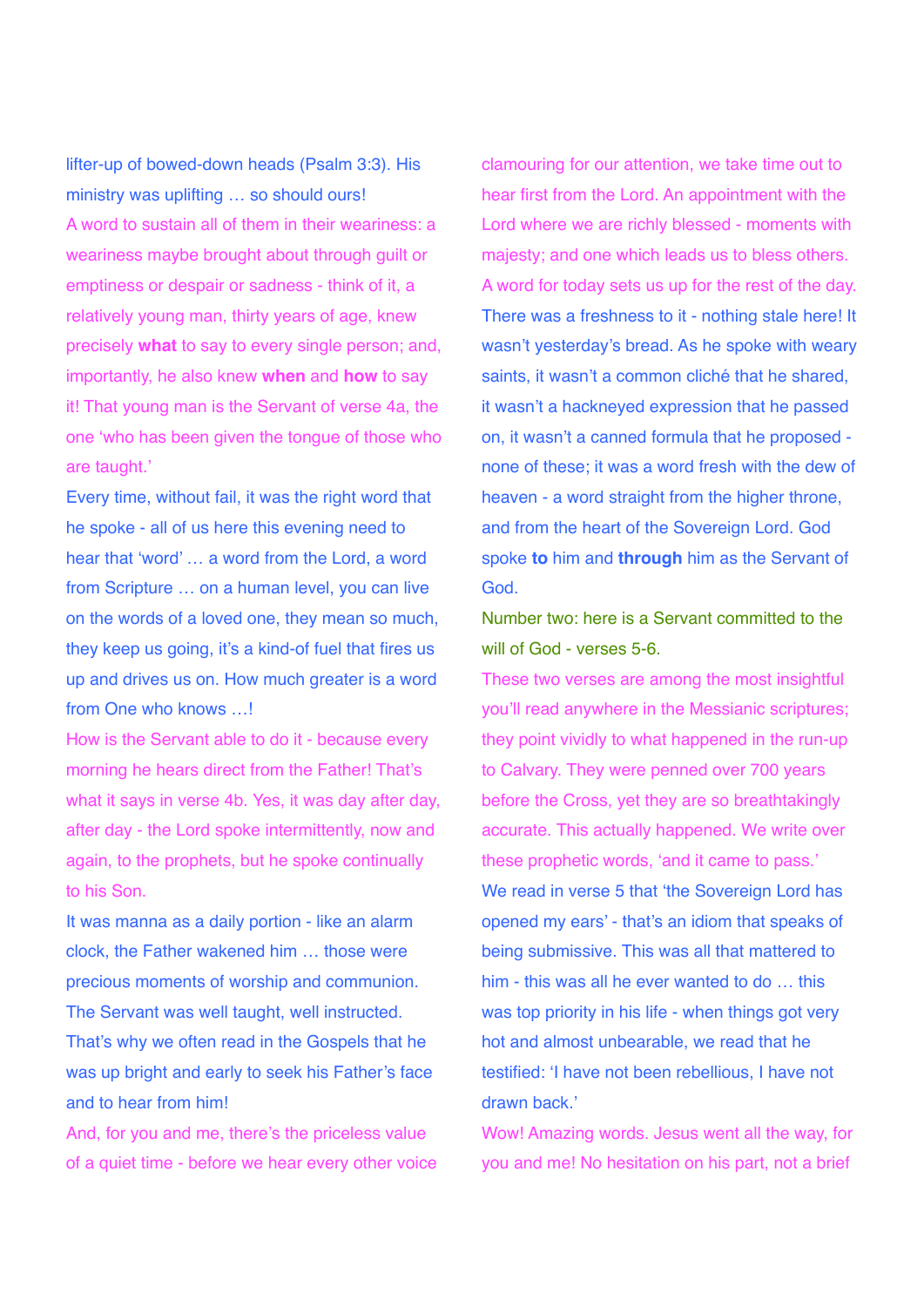lifter-up of bowed-down heads (Psalm 3:3). His ministry was uplifting … so should ours!

A word to sustain all of them in their weariness: a weariness maybe brought about through guilt or emptiness or despair or sadness - think of it, a relatively young man, thirty years of age, knew precisely **what** to say to every single person; and, importantly, he also knew **when** and **how** to say it! That young man is the Servant of verse 4a, the one 'who has been given the tongue of those who are taught.'

Every time, without fail, it was the right word that he spoke - all of us here this evening need to hear that 'word' … a word from the Lord, a word from Scripture … on a human level, you can live on the words of a loved one, they mean so much, they keep us going, it's a kind-of fuel that fires us up and drives us on. How much greater is a word from One who knows …!

How is the Servant able to do it - because every morning he hears direct from the Father! That's what it says in verse 4b. Yes, it was day after day, after day - the Lord spoke intermittently, now and again, to the prophets, but he spoke continually to his Son.

It was manna as a daily portion - like an alarm clock, the Father wakened him … those were precious moments of worship and communion. The Servant was well taught, well instructed. That's why we often read in the Gospels that he was up bright and early to seek his Father's face and to hear from him!

And, for you and me, there's the priceless value of a quiet time - before we hear every other voice clamouring for our attention, we take time out to hear first from the Lord. An appointment with the Lord where we are richly blessed - moments with majesty; and one which leads us to bless others. A word for today sets us up for the rest of the day.

There was a freshness to it - nothing stale here! It wasn't yesterday's bread. As he spoke with weary saints, it wasn't a common cliché that he shared, it wasn't a hackneyed expression that he passed on, it wasn't a canned formula that he proposed - none of these; it was a word fresh with the dew of heaven - a word straight from the higher throne, and from the heart of the Sovereign Lord. God spoke **to** him and **through** him as the Servant of God.

Number two: here is a Servant committed to the will of God - verses 5-6.

These two verses are among the most insightful you'll read anywhere in the Messianic scriptures; they point vividly to what happened in the run-up to Calvary. They were penned over 700 years before the Cross, yet they are so breathtakingly accurate. This actually happened. We write over these prophetic words, 'and it came to pass.'

We read in verse 5 that 'the Sovereign Lord has opened my ears' - that's an idiom that speaks of being submissive. This was all that mattered to him - this was all he ever wanted to do … this was top priority in his life - when things got very hot and almost unbearable, we read that he testified: 'I have not been rebellious, I have not drawn back.'

Wow! Amazing words. Jesus went all the way, for you and me! No hesitation on his part, not a brief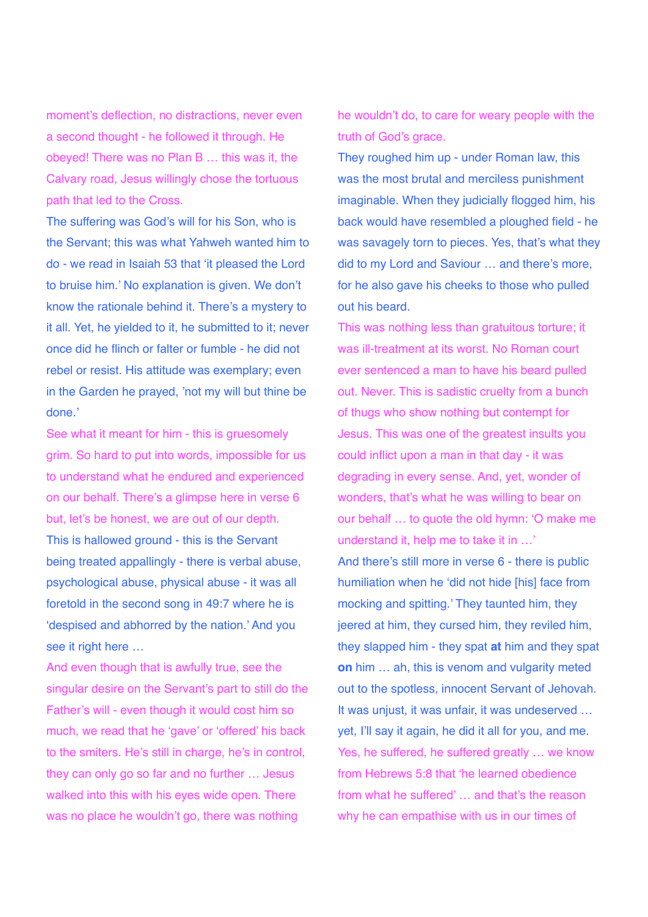moment's deflection, no distractions, never even a second thought - he followed it through. He obeyed! There was no Plan B … this was it, the Calvary road, Jesus willingly chose the tortuous path that led to the Cross.

The suffering was God's will for his Son, who is the Servant; this was what Yahweh wanted him to do - we read in Isaiah 53 that 'it pleased the Lord to bruise him.' No explanation is given. We don't know the rationale behind it. There's a mystery to it all. Yet, he yielded to it, he submitted to it; never once did he flinch or falter or fumble - he did not rebel or resist. His attitude was exemplary; even in the Garden he prayed, 'not my will but thine be done.'

See what it meant for him - this is gruesomely grim. So hard to put into words, impossible for us to understand what he endured and experienced on our behalf. There's a glimpse here in verse 6 but, let's be honest, we are out of our depth.

This is hallowed ground - this is the Servant being treated appallingly - there is verbal abuse, psychological abuse, physical abuse - it was all foretold in the second song in 49:7 where he is 'despised and abhorred by the nation.' And you see it right here …

And even though that is awfully true, see the singular desire on the Servant's part to still do the Father's will - even though it would cost him so much, we read that he 'gave' or 'offered' his back to the smiters. He's still in charge, he's in control, they can only go so far and no further … Jesus walked into this with his eyes wide open. There was no place he wouldn't go, there was nothing he wouldn't do, to care for weary people with the truth of God's grace.

They roughed him up - under Roman law, this was the most brutal and merciless punishment imaginable. When they judicially flogged him, his back would have resembled a ploughed field - he was savagely torn to pieces. Yes, that's what they did to my Lord and Saviour … and there's more, for he also gave his cheeks to those who pulled out his beard.

This was nothing less than gratuitous torture; it was ill-treatment at its worst. No Roman court ever sentenced a man to have his beard pulled out. Never. This is sadistic cruelty from a bunch of thugs who show nothing but contempt for Jesus. This was one of the greatest insults you could inflict upon a man in that day - it was degrading in every sense. And, yet, wonder of wonders, that's what he was willing to bear on our behalf … to quote the old hymn: 'O make me understand it, help me to take it in …'

And there's still more in verse 6 - there is public humiliation when he 'did not hide [his] face from mocking and spitting.' They taunted him, they jeered at him, they cursed him, they reviled him, they slapped him - they spat **at** him and they spat **on** him … ah, this is venom and vulgarity meted out to the spotless, innocent Servant of Jehovah. It was unjust, it was unfair, it was undeserved … yet, I'll say it again, he did it all for you, and me.

Yes, he suffered, he suffered greatly … we know from Hebrews 5:8 that 'he learned obedience from what he suffered' … and that's the reason why he can empathise with us in our times of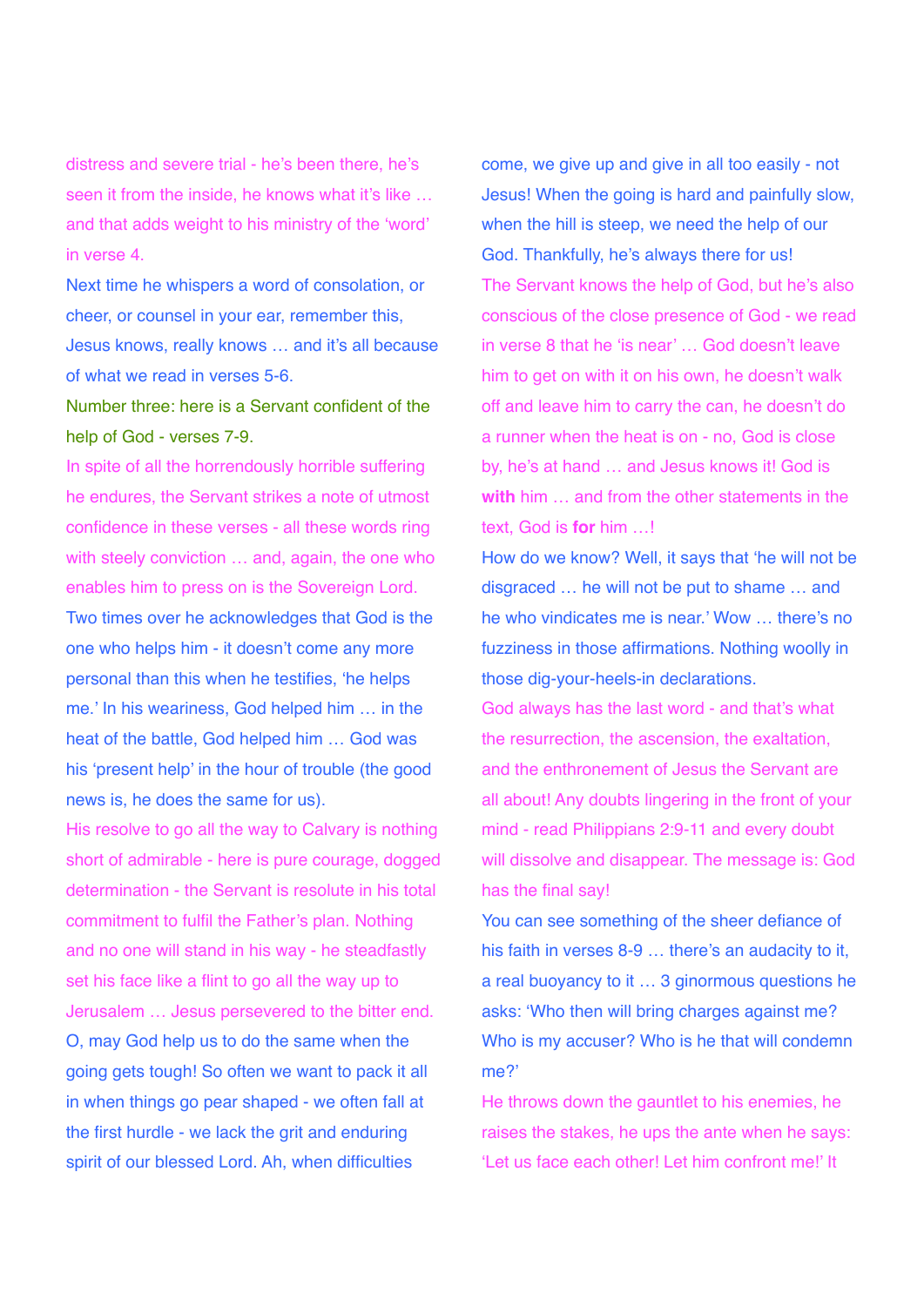distress and severe trial - he's been there, he's seen it from the inside, he knows what it's like … and that adds weight to his ministry of the 'word' in verse 4.

Next time he whispers a word of consolation, or cheer, or counsel in your ear, remember this, Jesus knows, really knows … and it's all because of what we read in verses 5-6.

Number three: here is a Servant confident of the help of God - verses 7-9.

In spite of all the horrendously horrible suffering he endures, the Servant strikes a note of utmost confidence in these verses - all these words ring with steely conviction … and, again, the one who enables him to press on is the Sovereign Lord.

Two times over he acknowledges that God is the one who helps him - it doesn't come any more personal than this when he testifies, 'he helps me.' In his weariness, God helped him … in the heat of the battle, God helped him … God was his 'present help' in the hour of trouble (the good news is, he does the same for us).

His resolve to go all the way to Calvary is nothing short of admirable - here is pure courage, dogged determination - the Servant is resolute in his total commitment to fulfil the Father's plan. Nothing and no one will stand in his way - he steadfastly set his face like a flint to go all the way up to Jerusalem … Jesus persevered to the bitter end.

O, may God help us to do the same when the going gets tough! So often we want to pack it all in when things go pear shaped - we often fall at the first hurdle - we lack the grit and enduring spirit of our blessed Lord. Ah, when difficulties come, we give up and give in all too easily - not Jesus! When the going is hard and painfully slow, when the hill is steep, we need the help of our God. Thankfully, he's always there for us!

The Servant knows the help of God, but he's also conscious of the close presence of God - we read in verse 8 that he 'is near' … God doesn't leave him to get on with it on his own, he doesn't walk off and leave him to carry the can, he doesn't do a runner when the heat is on - no, God is close by, he's at hand … and Jesus knows it! God is **with** him … and from the other statements in the text, God is **for** him …!

How do we know? Well, it says that 'he will not be disgraced … he will not be put to shame … and he who vindicates me is near.' Wow … there's no fuzziness in those affirmations. Nothing woolly in those dig-your-heels-in declarations.

God always has the last word - and that's what the resurrection, the ascension, the exaltation, and the enthronement of Jesus the Servant are all about! Any doubts lingering in the front of your mind - read Philippians 2:9-11 and every doubt will dissolve and disappear. The message is: God has the final say!

You can see something of the sheer defiance of his faith in verses 8-9 … there's an audacity to it, a real buoyancy to it … 3 ginormous questions he asks: 'Who then will bring charges against me? Who is my accuser? Who is he that will condemn me?'

He throws down the gauntlet to his enemies, he raises the stakes, he ups the ante when he says: 'Let us face each other! Let him confront me!' It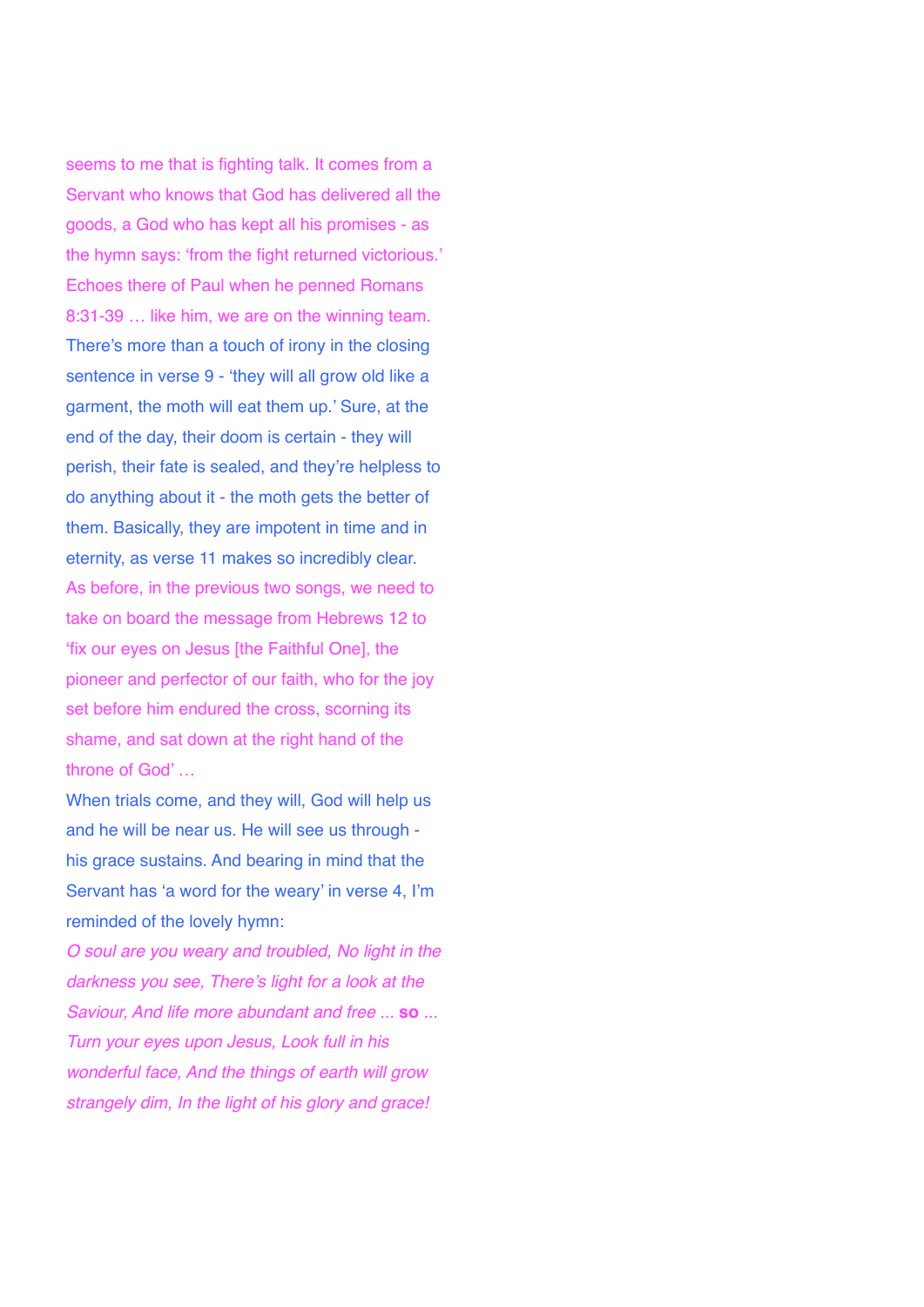seems to me that is fighting talk. It comes from a Servant who knows that God has delivered all the goods, a God who has kept all his promises - as the hymn says: 'from the fight returned victorious.' Echoes there of Paul when he penned Romans 8:31-39 … like him, we are on the winning team.

There's more than a touch of irony in the closing sentence in verse 9 - 'they will all grow old like a garment, the moth will eat them up.' Sure, at the end of the day, their doom is certain - they will perish, their fate is sealed, and they're helpless to do anything about it - the moth gets the better of them. Basically, they are impotent in time and in eternity, as verse 11 makes so incredibly clear.

As before, in the previous two songs, we need to take on board the message from Hebrews 12 to 'fix our eyes on Jesus [the Faithful One], the pioneer and perfector of our faith, who for the joy set before him endured the cross, scorning its shame, and sat down at the right hand of the throne of God' …

When trials come, and they will, God will help us and he will be near us. He will see us through - his grace sustains. And bearing in mind that the Servant has 'a word for the weary' in verse 4, I'm reminded of the lovely hymn:

*O soul are you weary and troubled, No light in the darkness you see, There's light for a look at the Saviour, And life more abundant and free ...* **so** *... Turn your eyes upon Jesus, Look full in his wonderful face, And the things of earth will grow strangely dim, In the light of his glory and grace!*